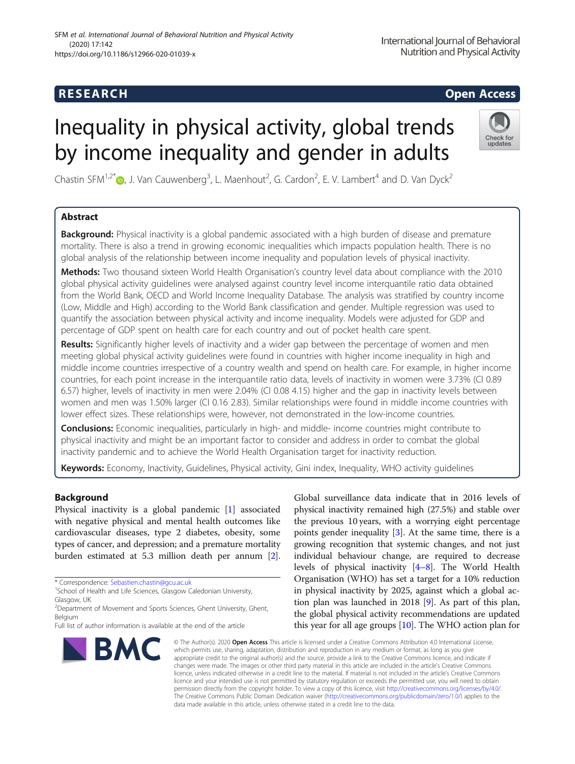RESEARCH

Open Access

# Inequality in physical activity, global trends by income inequality and gender in adults

Chastin SFM[1,2*], J. Van Cauwenberg[3], L. Maenhout[2], G. Cardon[2], E. V. Lambert[4] and D. Van Dyck[2]

## Abstract

**Background:** Physical inactivity is a global pandemic associated with a high burden of disease and premature mortality. There is also a trend in growing economic inequalities which impacts population health. There is no global analysis of the relationship between income inequality and population levels of physical inactivity.

**Methods:** Two thousand sixteen World Health Organisation's country level data about compliance with the 2010 global physical activity guidelines were analysed against country level income interquantile ratio data obtained from the World Bank, OECD and World Income Inequality Database. The analysis was stratified by country income (Low, Middle and High) according to the World Bank classification and gender. Multiple regression was used to quantify the association between physical activity and income inequality. Models were adjusted for GDP and percentage of GDP spent on health care for each country and out of pocket health care spent.

**Results:** Significantly higher levels of inactivity and a wider gap between the percentage of women and men meeting global physical activity guidelines were found in countries with higher income inequality in high and middle income countries irrespective of a country wealth and spend on health care. For example, in higher income countries, for each point increase in the interquantile ratio data, levels of inactivity in women were 3.73% (CI 0.89 6.57) higher, levels of inactivity in men were 2.04% (CI 0.08 4.15) higher and the gap in inactivity levels between women and men was 1.50% larger (CI 0.16 2.83). Similar relationships were found in middle income countries with lower effect sizes. These relationships were, however, not demonstrated in the low-income countries.

**Conclusions:** Economic inequalities, particularly in high- and middle- income countries might contribute to physical inactivity and might be an important factor to consider and address in order to combat the global inactivity pandemic and to achieve the World Health Organisation target for inactivity reduction.

**Keywords:** Economy, Inactivity, Guidelines, Physical activity, Gini index, Inequality, WHO activity guidelines

## Background

Physical inactivity is a global pandemic [1] associated with negative physical and mental health outcomes like cardiovascular diseases, type 2 diabetes, obesity, some types of cancer, and depression; and a premature mortality burden estimated at 5.3 million death per annum [2]. Global surveillance data indicate that in 2016 levels of physical inactivity remained high (27.5%) and stable over the previous 10 years, with a worrying eight percentage points gender inequality [3]. At the same time, there is a growing recognition that systemic changes, and not just individual behaviour change, are required to decrease levels of physical inactivity [4–8]. The World Health Organisation (WHO) has set a target for a 10% reduction in physical inactivity by 2025, against which a global action plan was launched in 2018 [9]. As part of this plan, the global physical activity recommendations are updated this year for all age groups [10]. The WHO action plan for

* Correspondence: Sebastien.chastin@gcu.ac.uk
[1]School of Health and Life Sciences, Glasgow Caledonian University, Glasgow, UK
[2]Department of Movement and Sports Sciences, Ghent University, Ghent, Belgium
Full list of author information is available at the end of the article

© The Author(s). 2020 **Open Access** This article is licensed under a Creative Commons Attribution 4.0 International License, which permits use, sharing, adaptation, distribution and reproduction in any medium or format, as long as you give appropriate credit to the original author(s) and the source, provide a link to the Creative Commons licence, and indicate if changes were made. The images or other third party material in this article are included in the article's Creative Commons licence, unless indicated otherwise in a credit line to the material. If material is not included in the article's Creative Commons licence and your intended use is not permitted by statutory regulation or exceeds the permitted use, you will need to obtain permission directly from the copyright holder. To view a copy of this licence, visit http://creativecommons.org/licenses/by/4.0/. The Creative Commons Public Domain Dedication waiver (http://creativecommons.org/publicdomain/zero/1.0/) applies to the data made available in this article, unless otherwise stated in a credit line to the data.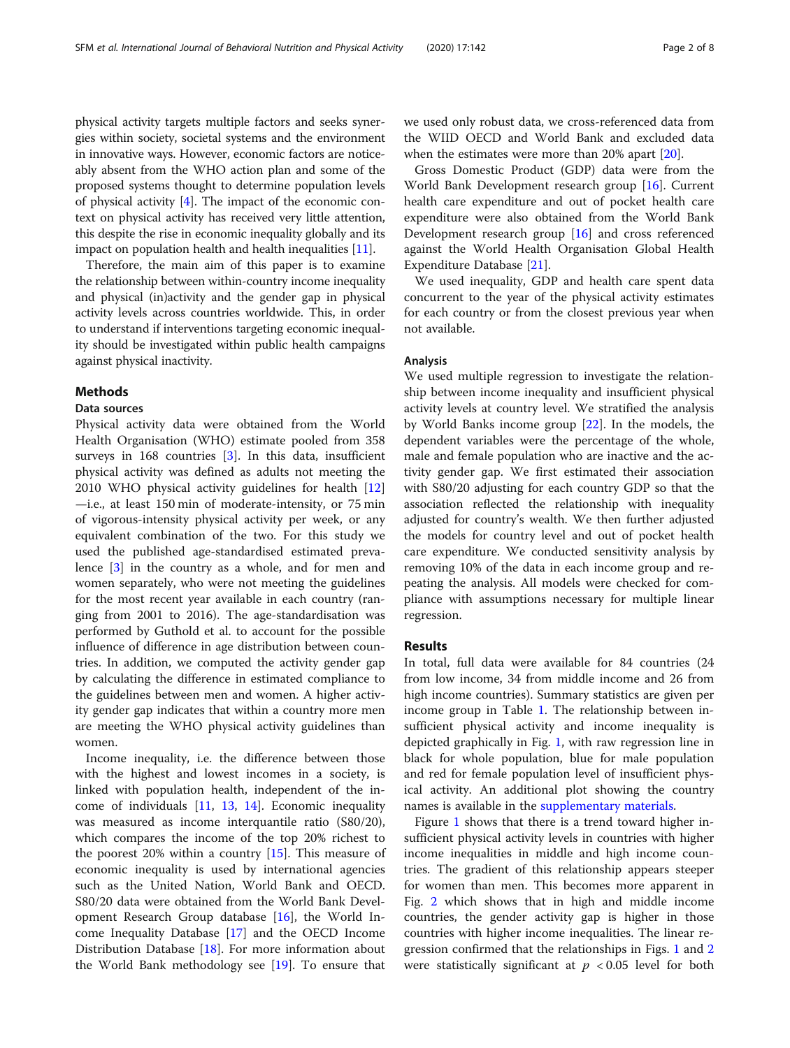physical activity targets multiple factors and seeks synergies within society, societal systems and the environment in innovative ways. However, economic factors are noticeably absent from the WHO action plan and some of the proposed systems thought to determine population levels of physical activity [4]. The impact of the economic context on physical activity has received very little attention, this despite the rise in economic inequality globally and its impact on population health and health inequalities [11].

Therefore, the main aim of this paper is to examine the relationship between within-country income inequality and physical (in)activity and the gender gap in physical activity levels across countries worldwide. This, in order to understand if interventions targeting economic inequality should be investigated within public health campaigns against physical inactivity.

## Methods

### Data sources

Physical activity data were obtained from the World Health Organisation (WHO) estimate pooled from 358 surveys in 168 countries [3]. In this data, insufficient physical activity was defined as adults not meeting the 2010 WHO physical activity guidelines for health [12]—i.e., at least 150 min of moderate-intensity, or 75 min of vigorous-intensity physical activity per week, or any equivalent combination of the two. For this study we used the published age-standardised estimated prevalence [3] in the country as a whole, and for men and women separately, who were not meeting the guidelines for the most recent year available in each country (ranging from 2001 to 2016). The age-standardisation was performed by Guthold et al. to account for the possible influence of difference in age distribution between countries. In addition, we computed the activity gender gap by calculating the difference in estimated compliance to the guidelines between men and women. A higher activity gender gap indicates that within a country more men are meeting the WHO physical activity guidelines than women.

Income inequality, i.e. the difference between those with the highest and lowest incomes in a society, is linked with population health, independent of the income of individuals [11, 13, 14]. Economic inequality was measured as income interquantile ratio (S80/20), which compares the income of the top 20% richest to the poorest 20% within a country [15]. This measure of economic inequality is used by international agencies such as the United Nation, World Bank and OECD. S80/20 data were obtained from the World Bank Development Research Group database [16], the World Income Inequality Database [17] and the OECD Income Distribution Database [18]. For more information about the World Bank methodology see [19]. To ensure that we used only robust data, we cross-referenced data from the WIID OECD and World Bank and excluded data when the estimates were more than 20% apart [20].

Gross Domestic Product (GDP) data were from the World Bank Development research group [16]. Current health care expenditure and out of pocket health care expenditure were also obtained from the World Bank Development research group [16] and cross referenced against the World Health Organisation Global Health Expenditure Database [21].

We used inequality, GDP and health care spent data concurrent to the year of the physical activity estimates for each country or from the closest previous year when not available.

### Analysis

We used multiple regression to investigate the relationship between income inequality and insufficient physical activity levels at country level. We stratified the analysis by World Banks income group [22]. In the models, the dependent variables were the percentage of the whole, male and female population who are inactive and the activity gender gap. We first estimated their association with S80/20 adjusting for each country GDP so that the association reflected the relationship with inequality adjusted for country's wealth. We then further adjusted the models for country level and out of pocket health care expenditure. We conducted sensitivity analysis by removing 10% of the data in each income group and repeating the analysis. All models were checked for compliance with assumptions necessary for multiple linear regression.

## Results

In total, full data were available for 84 countries (24 from low income, 34 from middle income and 26 from high income countries). Summary statistics are given per income group in Table 1. The relationship between insufficient physical activity and income inequality is depicted graphically in Fig. 1, with raw regression line in black for whole population, blue for male population and red for female population level of insufficient physical activity. An additional plot showing the country names is available in the supplementary materials.

Figure 1 shows that there is a trend toward higher insufficient physical activity levels in countries with higher income inequalities in middle and high income countries. The gradient of this relationship appears steeper for women than men. This becomes more apparent in Fig. 2 which shows that in high and middle income countries, the gender activity gap is higher in those countries with higher income inequalities. The linear regression confirmed that the relationships in Figs. 1 and 2 were statistically significant at $p < 0.05$ level for both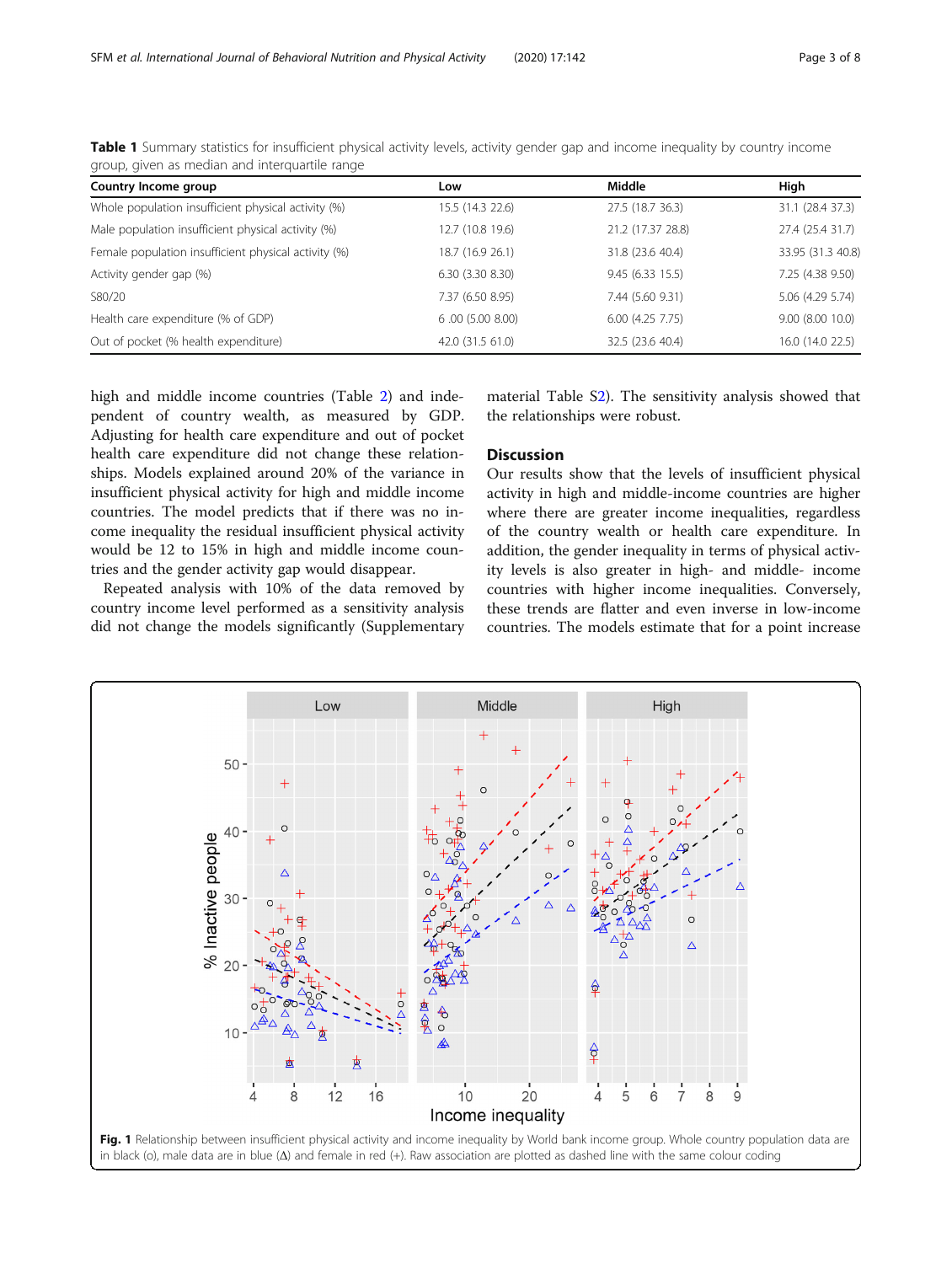**Table 1** Summary statistics for insufficient physical activity levels, activity gender gap and income inequality by country income group, given as median and interquartile range

| Country Income group | Low | Middle | High |
|---|---|---|---|
| Whole population insufficient physical activity (%) | 15.5 (14.3 22.6) | 27.5 (18.7 36.3) | 31.1 (28.4 37.3) |
| Male population insufficient physical activity (%) | 12.7 (10.8 19.6) | 21.2 (17.37 28.8) | 27.4 (25.4 31.7) |
| Female population insufficient physical activity (%) | 18.7 (16.9 26.1) | 31.8 (23.6 40.4) | 33.95 (31.3 40.8) |
| Activity gender gap (%) | 6.30 (3.30 8.30) | 9.45 (6.33 15.5) | 7.25 (4.38 9.50) |
| S80/20 | 7.37 (6.50 8.95) | 7.44 (5.60 9.31) | 5.06 (4.29 5.74) |
| Health care expenditure (% of GDP) | 6 .00 (5.00 8.00) | 6.00 (4.25 7.75) | 9.00 (8.00 10.0) |
| Out of pocket (% health expenditure) | 42.0 (31.5 61.0) | 32.5 (23.6 40.4) | 16.0 (14.0 22.5) |

high and middle income countries (Table 2) and independent of country wealth, as measured by GDP. Adjusting for health care expenditure and out of pocket health care expenditure did not change these relationships. Models explained around 20% of the variance in insufficient physical activity for high and middle income countries. The model predicts that if there was no income inequality the residual insufficient physical activity would be 12 to 15% in high and middle income countries and the gender activity gap would disappear.

Repeated analysis with 10% of the data removed by country income level performed as a sensitivity analysis did not change the models significantly (Supplementary material Table S2). The sensitivity analysis showed that the relationships were robust.

## Discussion

Our results show that the levels of insufficient physical activity in high and middle-income countries are higher where there are greater income inequalities, regardless of the country wealth or health care expenditure. In addition, the gender inequality in terms of physical activity levels is also greater in high- and middle- income countries with higher income inequalities. Conversely, these trends are flatter and even inverse in low-income countries. The models estimate that for a point increase

**Fig. 1** Relationship between insufficient physical activity and income inequality by World bank income group. Whole country population data are in black (o), male data are in blue (Δ) and female in red (+). Raw association are plotted as dashed line with the same colour coding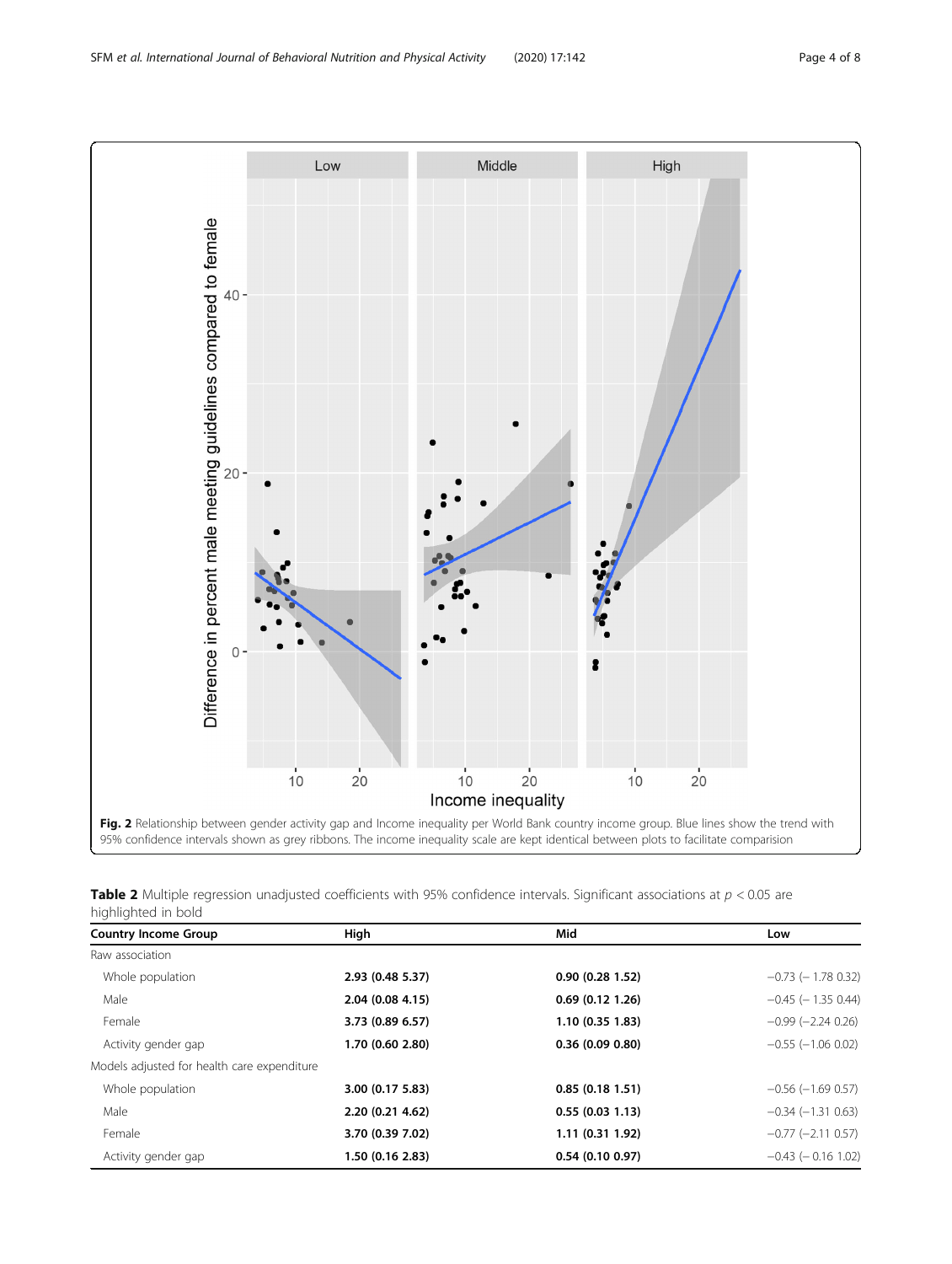**Fig. 2** Relationship between gender activity gap and Income inequality per World Bank country income group. Blue lines show the trend with 95% confidence intervals shown as grey ribbons. The income inequality scale are kept identical between plots to facilitate comparision

**Table 2** Multiple regression unadjusted coefficients with 95% confidence intervals. Significant associations at $p < 0.05$ are highlighted in bold

| Country Income Group | High | Mid | Low |
|---|---|---|---|
| Raw association | | | |
| Whole population | **2.93 (0.48 5.37)** | **0.90 (0.28 1.52)** | −0.73 (− 1.78 0.32) |
| Male | **2.04 (0.08 4.15)** | **0.69 (0.12 1.26)** | −0.45 (− 1.35 0.44) |
| Female | **3.73 (0.89 6.57)** | **1.10 (0.35 1.83)** | −0.99 (−2.24 0.26) |
| Activity gender gap | **1.70 (0.60 2.80)** | **0.36 (0.09 0.80)** | −0.55 (−1.06 0.02) |
| Models adjusted for health care expenditure | | | |
| Whole population | **3.00 (0.17 5.83)** | **0.85 (0.18 1.51)** | −0.56 (−1.69 0.57) |
| Male | **2.20 (0.21 4.62)** | **0.55 (0.03 1.13)** | −0.34 (−1.31 0.63) |
| Female | **3.70 (0.39 7.02)** | **1.11 (0.31 1.92)** | −0.77 (−2.11 0.57) |
| Activity gender gap | **1.50 (0.16 2.83)** | **0.54 (0.10 0.97)** | −0.43 (− 0.16 1.02) |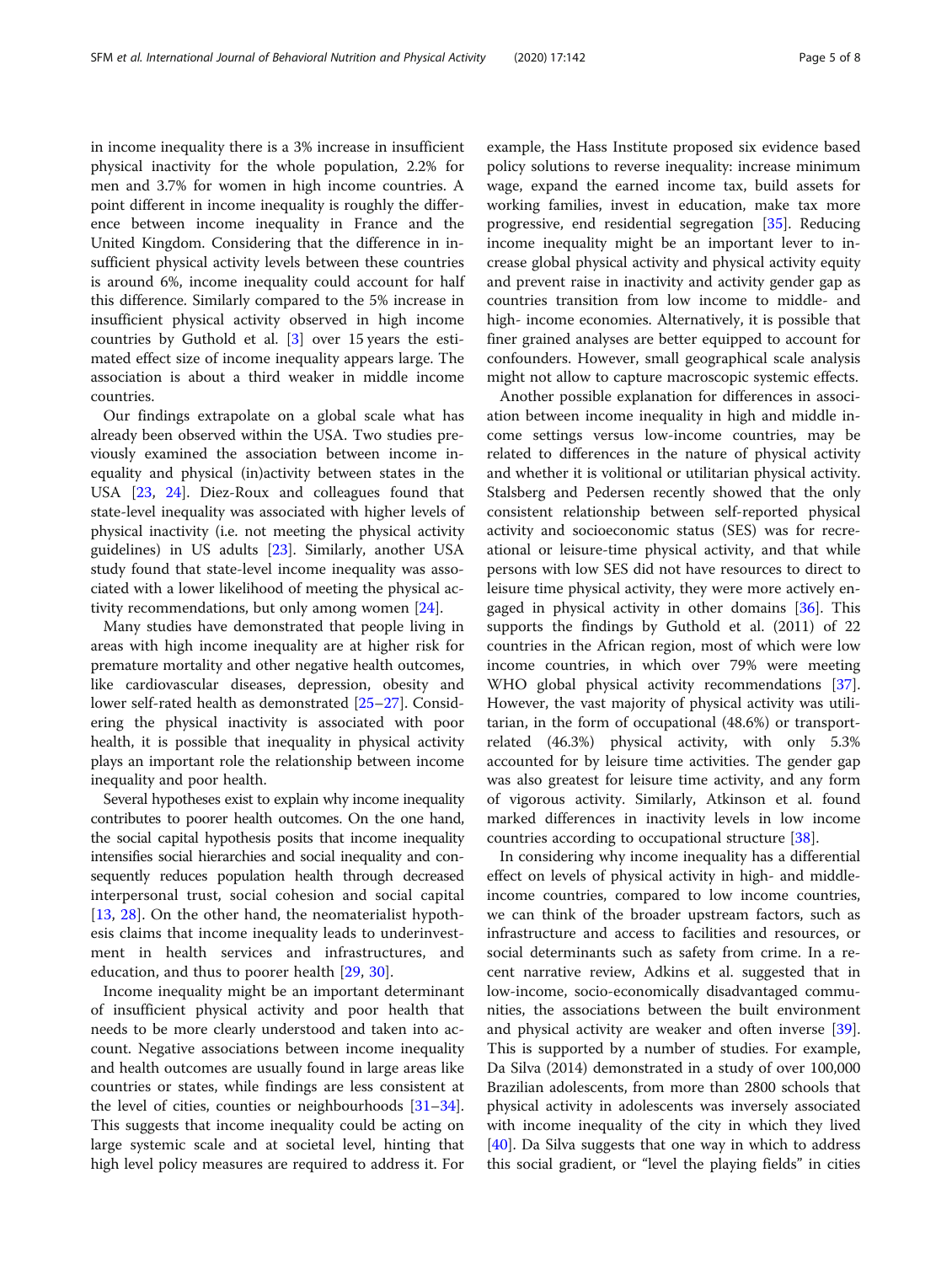in income inequality there is a 3% increase in insufficient physical inactivity for the whole population, 2.2% for men and 3.7% for women in high income countries. A point different in income inequality is roughly the difference between income inequality in France and the United Kingdom. Considering that the difference in insufficient physical activity levels between these countries is around 6%, income inequality could account for half this difference. Similarly compared to the 5% increase in insufficient physical activity observed in high income countries by Guthold et al. [3] over 15 years the estimated effect size of income inequality appears large. The association is about a third weaker in middle income countries.

Our findings extrapolate on a global scale what has already been observed within the USA. Two studies previously examined the association between income inequality and physical (in)activity between states in the USA [23, 24]. Diez-Roux and colleagues found that state-level inequality was associated with higher levels of physical inactivity (i.e. not meeting the physical activity guidelines) in US adults [23]. Similarly, another USA study found that state-level income inequality was associated with a lower likelihood of meeting the physical activity recommendations, but only among women [24].

Many studies have demonstrated that people living in areas with high income inequality are at higher risk for premature mortality and other negative health outcomes, like cardiovascular diseases, depression, obesity and lower self-rated health as demonstrated [25–27]. Considering the physical inactivity is associated with poor health, it is possible that inequality in physical activity plays an important role the relationship between income inequality and poor health.

Several hypotheses exist to explain why income inequality contributes to poorer health outcomes. On the one hand, the social capital hypothesis posits that income inequality intensifies social hierarchies and social inequality and consequently reduces population health through decreased interpersonal trust, social cohesion and social capital [13, 28]. On the other hand, the neomaterialist hypothesis claims that income inequality leads to underinvestment in health services and infrastructures, and education, and thus to poorer health [29, 30].

Income inequality might be an important determinant of insufficient physical activity and poor health that needs to be more clearly understood and taken into account. Negative associations between income inequality and health outcomes are usually found in large areas like countries or states, while findings are less consistent at the level of cities, counties or neighbourhoods [31–34]. This suggests that income inequality could be acting on large systemic scale and at societal level, hinting that high level policy measures are required to address it. For example, the Hass Institute proposed six evidence based policy solutions to reverse inequality: increase minimum wage, expand the earned income tax, build assets for working families, invest in education, make tax more progressive, end residential segregation [35]. Reducing income inequality might be an important lever to increase global physical activity and physical activity equity and prevent raise in inactivity and activity gender gap as countries transition from low income to middle- and high- income economies. Alternatively, it is possible that finer grained analyses are better equipped to account for confounders. However, small geographical scale analysis might not allow to capture macroscopic systemic effects.

Another possible explanation for differences in association between income inequality in high and middle income settings versus low-income countries, may be related to differences in the nature of physical activity and whether it is volitional or utilitarian physical activity. Stalsberg and Pedersen recently showed that the only consistent relationship between self-reported physical activity and socioeconomic status (SES) was for recreational or leisure-time physical activity, and that while persons with low SES did not have resources to direct to leisure time physical activity, they were more actively engaged in physical activity in other domains [36]. This supports the findings by Guthold et al. (2011) of 22 countries in the African region, most of which were low income countries, in which over 79% were meeting WHO global physical activity recommendations [37]. However, the vast majority of physical activity was utilitarian, in the form of occupational (48.6%) or transport-related (46.3%) physical activity, with only 5.3% accounted for by leisure time activities. The gender gap was also greatest for leisure time activity, and any form of vigorous activity. Similarly, Atkinson et al. found marked differences in inactivity levels in low income countries according to occupational structure [38].

In considering why income inequality has a differential effect on levels of physical activity in high- and middle-income countries, compared to low income countries, we can think of the broader upstream factors, such as infrastructure and access to facilities and resources, or social determinants such as safety from crime. In a recent narrative review, Adkins et al. suggested that in low-income, socio-economically disadvantaged communities, the associations between the built environment and physical activity are weaker and often inverse [39]. This is supported by a number of studies. For example, Da Silva (2014) demonstrated in a study of over 100,000 Brazilian adolescents, from more than 2800 schools that physical activity in adolescents was inversely associated with income inequality of the city in which they lived [40]. Da Silva suggests that one way in which to address this social gradient, or "level the playing fields" in cities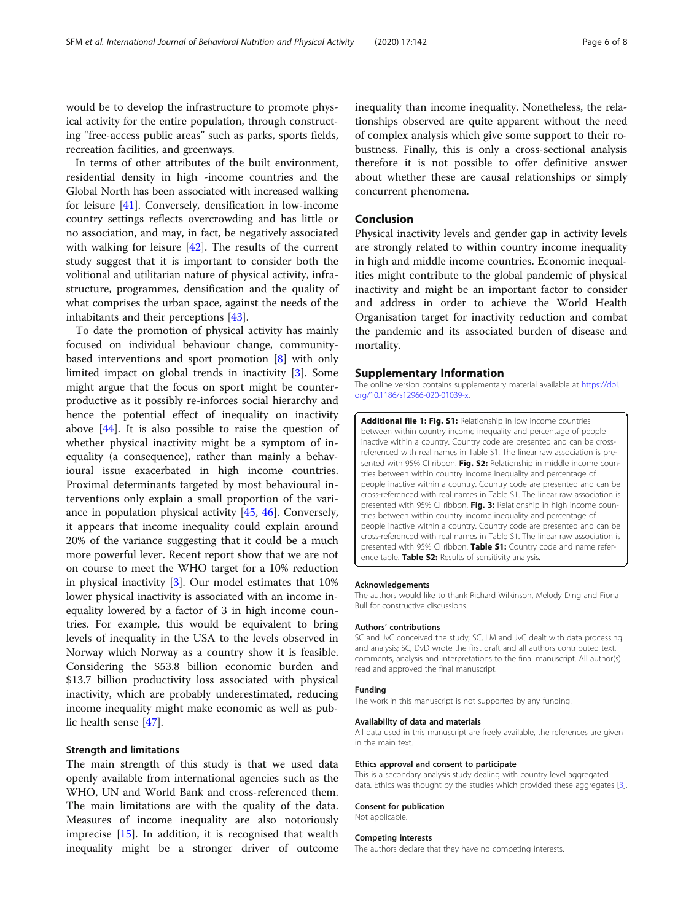would be to develop the infrastructure to promote physical activity for the entire population, through constructing "free-access public areas" such as parks, sports fields, recreation facilities, and greenways.

In terms of other attributes of the built environment, residential density in high -income countries and the Global North has been associated with increased walking for leisure [41]. Conversely, densification in low-income country settings reflects overcrowding and has little or no association, and may, in fact, be negatively associated with walking for leisure [42]. The results of the current study suggest that it is important to consider both the volitional and utilitarian nature of physical activity, infrastructure, programmes, densification and the quality of what comprises the urban space, against the needs of the inhabitants and their perceptions [43].

To date the promotion of physical activity has mainly focused on individual behaviour change, community-based interventions and sport promotion [8] with only limited impact on global trends in inactivity [3]. Some might argue that the focus on sport might be counter-productive as it possibly re-inforces social hierarchy and hence the potential effect of inequality on inactivity above [44]. It is also possible to raise the question of whether physical inactivity might be a symptom of inequality (a consequence), rather than mainly a behavioural issue exacerbated in high income countries. Proximal determinants targeted by most behavioural interventions only explain a small proportion of the variance in population physical activity [45, 46]. Conversely, it appears that income inequality could explain around 20% of the variance suggesting that it could be a much more powerful lever. Recent report show that we are not on course to meet the WHO target for a 10% reduction in physical inactivity [3]. Our model estimates that 10% lower physical inactivity is associated with an income inequality lowered by a factor of 3 in high income countries. For example, this would be equivalent to bring levels of inequality in the USA to the levels observed in Norway which Norway as a country show it is feasible. Considering the $53.8 billion economic burden and $13.7 billion productivity loss associated with physical inactivity, which are probably underestimated, reducing income inequality might make economic as well as public health sense [47].

### Strength and limitations

The main strength of this study is that we used data openly available from international agencies such as the WHO, UN and World Bank and cross-referenced them. The main limitations are with the quality of the data. Measures of income inequality are also notoriously imprecise [15]. In addition, it is recognised that wealth inequality might be a stronger driver of outcome inequality than income inequality. Nonetheless, the relationships observed are quite apparent without the need of complex analysis which give some support to their robustness. Finally, this is only a cross-sectional analysis therefore it is not possible to offer definitive answer about whether these are causal relationships or simply concurrent phenomena.

## Conclusion

Physical inactivity levels and gender gap in activity levels are strongly related to within country income inequality in high and middle income countries. Economic inequalities might contribute to the global pandemic of physical inactivity and might be an important factor to consider and address in order to achieve the World Health Organisation target for inactivity reduction and combat the pandemic and its associated burden of disease and mortality.

## Supplementary Information

The online version contains supplementary material available at https://doi.org/10.1186/s12966-020-01039-x.

**Additional file 1: Fig. S1:** Relationship in low income countries between within country income inequality and percentage of people inactive within a country. Country code are presented and can be cross-referenced with real names in Table S1. The linear raw association is presented with 95% CI ribbon. **Fig. S2:** Relationship in middle income countries between within country income inequality and percentage of people inactive within a country. Country code are presented and can be cross-referenced with real names in Table S1. The linear raw association is presented with 95% CI ribbon. **Fig. 3:** Relationship in high income countries between within country income inequality and percentage of people inactive within a country. Country code are presented and can be cross-referenced with real names in Table S1. The linear raw association is presented with 95% CI ribbon. **Table S1:** Country code and name reference table. **Table S2:** Results of sensitivity analysis.

#### Acknowledgements

The authors would like to thank Richard Wilkinson, Melody Ding and Fiona Bull for constructive discussions.

#### Authors' contributions

SC and JvC conceived the study; SC, LM and JvC dealt with data processing and analysis; SC, DvD wrote the first draft and all authors contributed text, comments, analysis and interpretations to the final manuscript. All author(s) read and approved the final manuscript.

#### Funding

The work in this manuscript is not supported by any funding.

#### Availability of data and materials

All data used in this manuscript are freely available, the references are given in the main text.

#### Ethics approval and consent to participate

This is a secondary analysis study dealing with country level aggregated data. Ethics was thought by the studies which provided these aggregates [3].

#### Consent for publication

Not applicable.

#### Competing interests

The authors declare that they have no competing interests.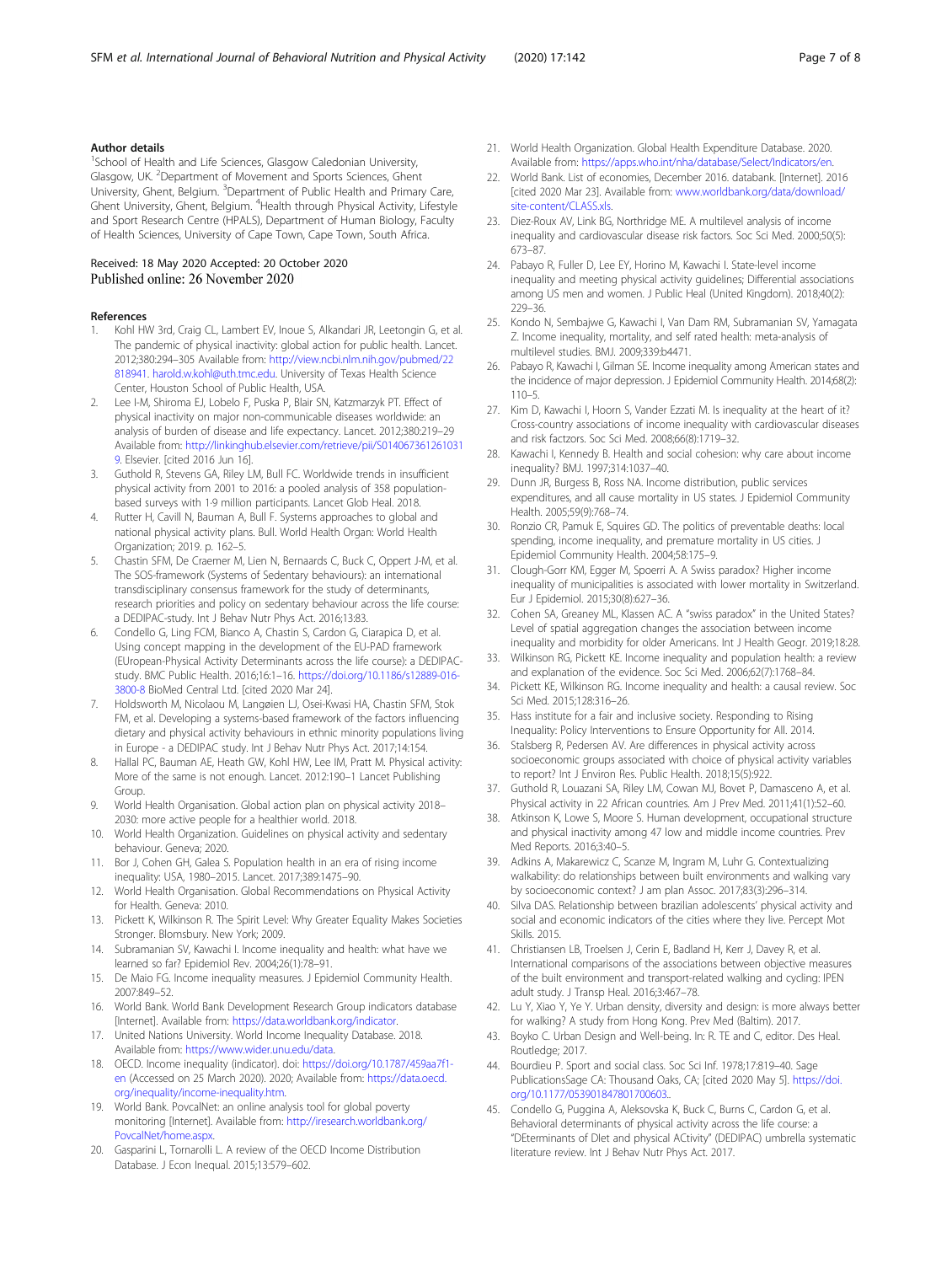## Author details

[1]School of Health and Life Sciences, Glasgow Caledonian University, Glasgow, UK. [2]Department of Movement and Sports Sciences, Ghent University, Ghent, Belgium. [3]Department of Public Health and Primary Care, Ghent University, Ghent, Belgium. [4]Health through Physical Activity, Lifestyle and Sport Research Centre (HPALS), Department of Human Biology, Faculty of Health Sciences, University of Cape Town, Cape Town, South Africa.

Received: 18 May 2020 Accepted: 20 October 2020
Published online: 26 November 2020

## References

1. Kohl HW 3rd, Craig CL, Lambert EV, Inoue S, Alkandari JR, Leetongin G, et al. The pandemic of physical inactivity: global action for public health. Lancet. 2012;380:294–305 Available from: http://view.ncbi.nlm.nih.gov/pubmed/22818941. harold.w.kohl@uth.tmc.edu. University of Texas Health Science Center, Houston School of Public Health, USA.
2. Lee I-M, Shiroma EJ, Lobelo F, Puska P, Blair SN, Katzmarzyk PT. Effect of physical inactivity on major non-communicable diseases worldwide: an analysis of burden of disease and life expectancy. Lancet. 2012;380:219–29 Available from: http://linkinghub.elsevier.com/retrieve/pii/S0140673612610319. Elsevier. [cited 2016 Jun 16].
3. Guthold R, Stevens GA, Riley LM, Bull FC. Worldwide trends in insufficient physical activity from 2001 to 2016: a pooled analysis of 358 population-based surveys with 1·9 million participants. Lancet Glob Heal. 2018.
4. Rutter H, Cavill N, Bauman A, Bull F. Systems approaches to global and national physical activity plans. Bull. World Health Organ: World Health Organization; 2019. p. 162–5.
5. Chastin SFM, De Craemer M, Lien N, Bernaards C, Buck C, Oppert J-M, et al. The SOS-framework (Systems of Sedentary behaviours): an international transdisciplinary consensus framework for the study of determinants, research priorities and policy on sedentary behaviour across the life course: a DEDIPAC-study. Int J Behav Nutr Phys Act. 2016;13:83.
6. Condello G, Ling FCM, Bianco A, Chastin S, Cardon G, Ciarapica D, et al. Using concept mapping in the development of the EU-PAD framework (EUropean-Physical Activity Determinants across the life course): a DEDIPAC-study. BMC Public Health. 2016;16:1–16. https://doi.org/10.1186/s12889-016-3800-8 BioMed Central Ltd. [cited 2020 Mar 24].
7. Holdsworth M, Nicolaou M, Langøien LJ, Osei-Kwasi HA, Chastin SFM, Stok FM, et al. Developing a systems-based framework of the factors influencing dietary and physical activity behaviours in ethnic minority populations living in Europe - a DEDIPAC study. Int J Behav Nutr Phys Act. 2017;14:154.
8. Hallal PC, Bauman AE, Heath GW, Kohl HW, Lee IM, Pratt M. Physical activity: More of the same is not enough. Lancet. 2012:190–1 Lancet Publishing Group.
9. World Health Organisation. Global action plan on physical activity 2018–2030: more active people for a healthier world. 2018.
10. World Health Organization. Guidelines on physical activity and sedentary behaviour. Geneva; 2020.
11. Bor J, Cohen GH, Galea S. Population health in an era of rising income inequality: USA, 1980–2015. Lancet. 2017;389:1475–90.
12. World Health Organisation. Global Recommendations on Physical Activity for Health. Geneva: 2010.
13. Pickett K, Wilkinson R. The Spirit Level: Why Greater Equality Makes Societies Stronger. Blomsbury. New York; 2009.
14. Subramanian SV, Kawachi I. Income inequality and health: what have we learned so far? Epidemiol Rev. 2004;26(1):78–91.
15. De Maio FG. Income inequality measures. J Epidemiol Community Health. 2007:849–52.
16. World Bank. World Bank Development Research Group indicators database [Internet]. Available from: https://data.worldbank.org/indicator.
17. United Nations University. World Income Inequality Database. 2018. Available from: https://www.wider.unu.edu/data.
18. OECD. Income inequality (indicator). doi: https://doi.org/10.1787/459aa7f1-en (Accessed on 25 March 2020). 2020; Available from: https://data.oecd.org/inequality/income-inequality.htm.
19. World Bank. PovcalNet: an online analysis tool for global poverty monitoring [Internet]. Available from: http://iresearch.worldbank.org/PovcalNet/home.aspx.
20. Gasparini L, Tornarolli L. A review of the OECD Income Distribution Database. J Econ Inequal. 2015;13:579–602.
21. World Health Organization. Global Health Expenditure Database. 2020. Available from: https://apps.who.int/nha/database/Select/Indicators/en.
22. World Bank. List of economies, December 2016. databank. [Internet]. 2016 [cited 2020 Mar 23]. Available from: www.worldbank.org/data/download/site-content/CLASS.xls.
23. Diez-Roux AV, Link BG, Northridge ME. A multilevel analysis of income inequality and cardiovascular disease risk factors. Soc Sci Med. 2000;50(5):673–87.
24. Pabayo R, Fuller D, Lee EY, Horino M, Kawachi I. State-level income inequality and meeting physical activity guidelines; Differential associations among US men and women. J Public Heal (United Kingdom). 2018;40(2):229–36.
25. Kondo N, Sembajwe G, Kawachi I, Van Dam RM, Subramanian SV, Yamagata Z. Income inequality, mortality, and self rated health: meta-analysis of multilevel studies. BMJ. 2009;339:b4471.
26. Pabayo R, Kawachi I, Gilman SE. Income inequality among American states and the incidence of major depression. J Epidemiol Community Health. 2014;68(2):110–5.
27. Kim D, Kawachi I, Hoorn S, Vander Ezzati M. Is inequality at the heart of it? Cross-country associations of income inequality with cardiovascular diseases and risk factzors. Soc Sci Med. 2008;66(8):1719–32.
28. Kawachi I, Kennedy B. Health and social cohesion: why care about income inequality? BMJ. 1997;314:1037–40.
29. Dunn JR, Burgess B, Ross NA. Income distribution, public services expenditures, and all cause mortality in US states. J Epidemiol Community Health. 2005;59(9):768–74.
30. Ronzio CR, Pamuk E, Squires GD. The politics of preventable deaths: local spending, income inequality, and premature mortality in US cities. J Epidemiol Community Health. 2004;58:175–9.
31. Clough-Gorr KM, Egger M, Spoerri A. A Swiss paradox? Higher income inequality of municipalities is associated with lower mortality in Switzerland. Eur J Epidemiol. 2015;30(8):627–36.
32. Cohen SA, Greaney ML, Klassen AC. A "swiss paradox" in the United States? Level of spatial aggregation changes the association between income inequality and morbidity for older Americans. Int J Health Geogr. 2019;18:28.
33. Wilkinson RG, Pickett KE. Income inequality and population health: a review and explanation of the evidence. Soc Sci Med. 2006;62(7):1768–84.
34. Pickett KE, Wilkinson RG. Income inequality and health: a causal review. Soc Sci Med. 2015;128:316–26.
35. Hass institute for a fair and inclusive society. Responding to Rising Inequality: Policy Interventions to Ensure Opportunity for All. 2014.
36. Stalsberg R, Pedersen AV. Are differences in physical activity across socioeconomic groups associated with choice of physical activity variables to report? Int J Environ Res. Public Health. 2018;15(5):922.
37. Guthold R, Louazani SA, Riley LM, Cowan MJ, Bovet P, Damasceno A, et al. Physical activity in 22 African countries. Am J Prev Med. 2011;41(1):52–60.
38. Atkinson K, Lowe S, Moore S. Human development, occupational structure and physical inactivity among 47 low and middle income countries. Prev Med Reports. 2016;3:40–5.
39. Adkins A, Makarewicz C, Scanze M, Ingram M, Luhr G. Contextualizing walkability: do relationships between built environments and walking vary by socioeconomic context? J am plan Assoc. 2017;83(3):296–314.
40. Silva DAS. Relationship between brazilian adolescents' physical activity and social and economic indicators of the cities where they live. Percept Mot Skills. 2015.
41. Christiansen LB, Troelsen J, Cerin E, Badland H, Kerr J, Davey R, et al. International comparisons of the associations between objective measures of the built environment and transport-related walking and cycling: IPEN adult study. J Transp Heal. 2016;3:467–78.
42. Lu Y, Xiao Y, Ye Y. Urban density, diversity and design: is more always better for walking? A study from Hong Kong. Prev Med (Baltim). 2017.
43. Boyko C. Urban Design and Well-being. In: R. TE and C, editor. Des Heal. Routledge; 2017.
44. Bourdieu P. Sport and social class. Soc Sci Inf. 1978;17:819–40. Sage PublicationsSage CA: Thousand Oaks, CA; [cited 2020 May 5]. https://doi.org/10.1177/053901847801700603..
45. Condello G, Puggina A, Aleksovska K, Buck C, Burns C, Cardon G, et al. Behavioral determinants of physical activity across the life course: a "DEterminants of DIet and physical ACtivity" (DEDIPAC) umbrella systematic literature review. Int J Behav Nutr Phys Act. 2017.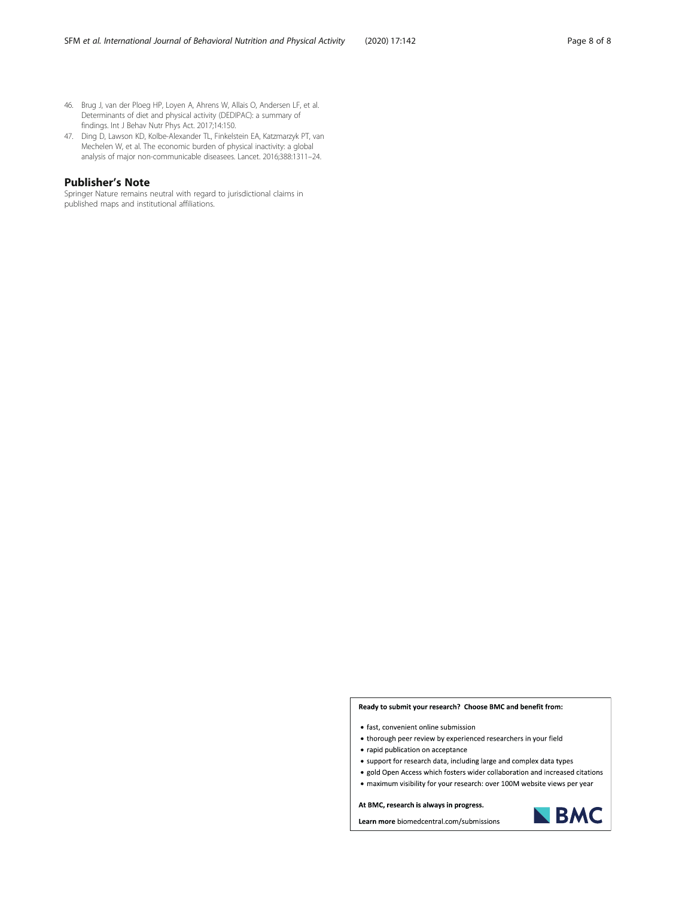46. Brug J, van der Ploeg HP, Loyen A, Ahrens W, Allais O, Andersen LF, et al. Determinants of diet and physical activity (DEDIPAC): a summary of findings. Int J Behav Nutr Phys Act. 2017;14:150.
47. Ding D, Lawson KD, Kolbe-Alexander TL, Finkelstein EA, Katzmarzyk PT, van Mechelen W, et al. The economic burden of physical inactivity: a global analysis of major non-communicable diseasees. Lancet. 2016;388:1311–24.

## Publisher's Note

Springer Nature remains neutral with regard to jurisdictional claims in published maps and institutional affiliations.

**Ready to submit your research? Choose BMC and benefit from:**

- fast, convenient online submission
- thorough peer review by experienced researchers in your field
- rapid publication on acceptance
- support for research data, including large and complex data types
- gold Open Access which fosters wider collaboration and increased citations
- maximum visibility for your research: over 100M website views per year

**At BMC, research is always in progress.**

**Learn more** biomedcentral.com/submissions

BMC